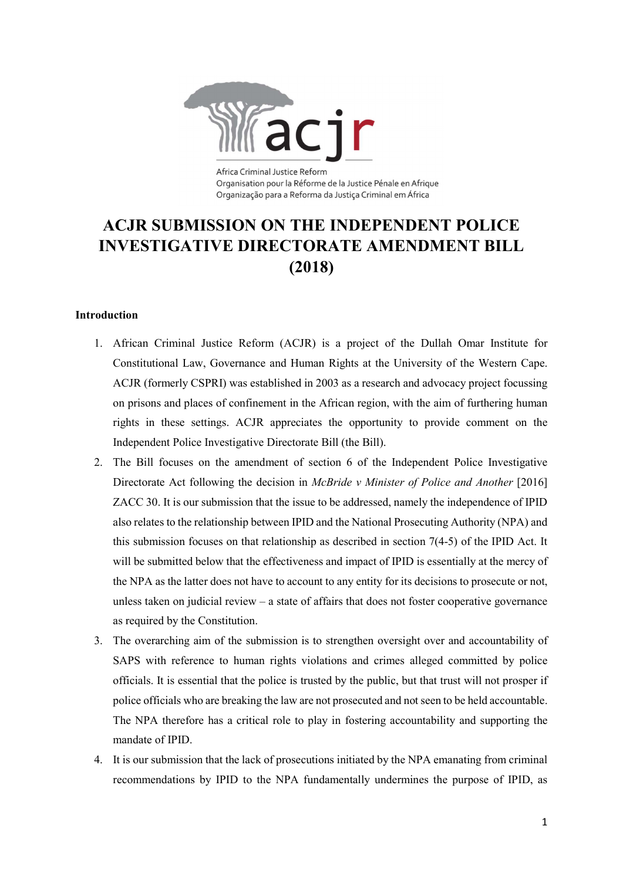Africa Criminal Justice Reform
Organisation pour la Réforme de la Justice Pénale en Afrique
Organização para a Reforma da Justiça Criminal em África

# ACJR SUBMISSION ON THE INDEPENDENT POLICE INVESTIGATIVE DIRECTORATE AMENDMENT BILL (2018)

**Introduction**

1. African Criminal Justice Reform (ACJR) is a project of the Dullah Omar Institute for Constitutional Law, Governance and Human Rights at the University of the Western Cape. ACJR (formerly CSPRI) was established in 2003 as a research and advocacy project focussing on prisons and places of confinement in the African region, with the aim of furthering human rights in these settings. ACJR appreciates the opportunity to provide comment on the Independent Police Investigative Directorate Bill (the Bill).
2. The Bill focuses on the amendment of section 6 of the Independent Police Investigative Directorate Act following the decision in *McBride v Minister of Police and Another* [2016] ZACC 30. It is our submission that the issue to be addressed, namely the independence of IPID also relates to the relationship between IPID and the National Prosecuting Authority (NPA) and this submission focuses on that relationship as described in section 7(4-5) of the IPID Act. It will be submitted below that the effectiveness and impact of IPID is essentially at the mercy of the NPA as the latter does not have to account to any entity for its decisions to prosecute or not, unless taken on judicial review – a state of affairs that does not foster cooperative governance as required by the Constitution.
3. The overarching aim of the submission is to strengthen oversight over and accountability of SAPS with reference to human rights violations and crimes alleged committed by police officials. It is essential that the police is trusted by the public, but that trust will not prosper if police officials who are breaking the law are not prosecuted and not seen to be held accountable. The NPA therefore has a critical role to play in fostering accountability and supporting the mandate of IPID.
4. It is our submission that the lack of prosecutions initiated by the NPA emanating from criminal recommendations by IPID to the NPA fundamentally undermines the purpose of IPID, as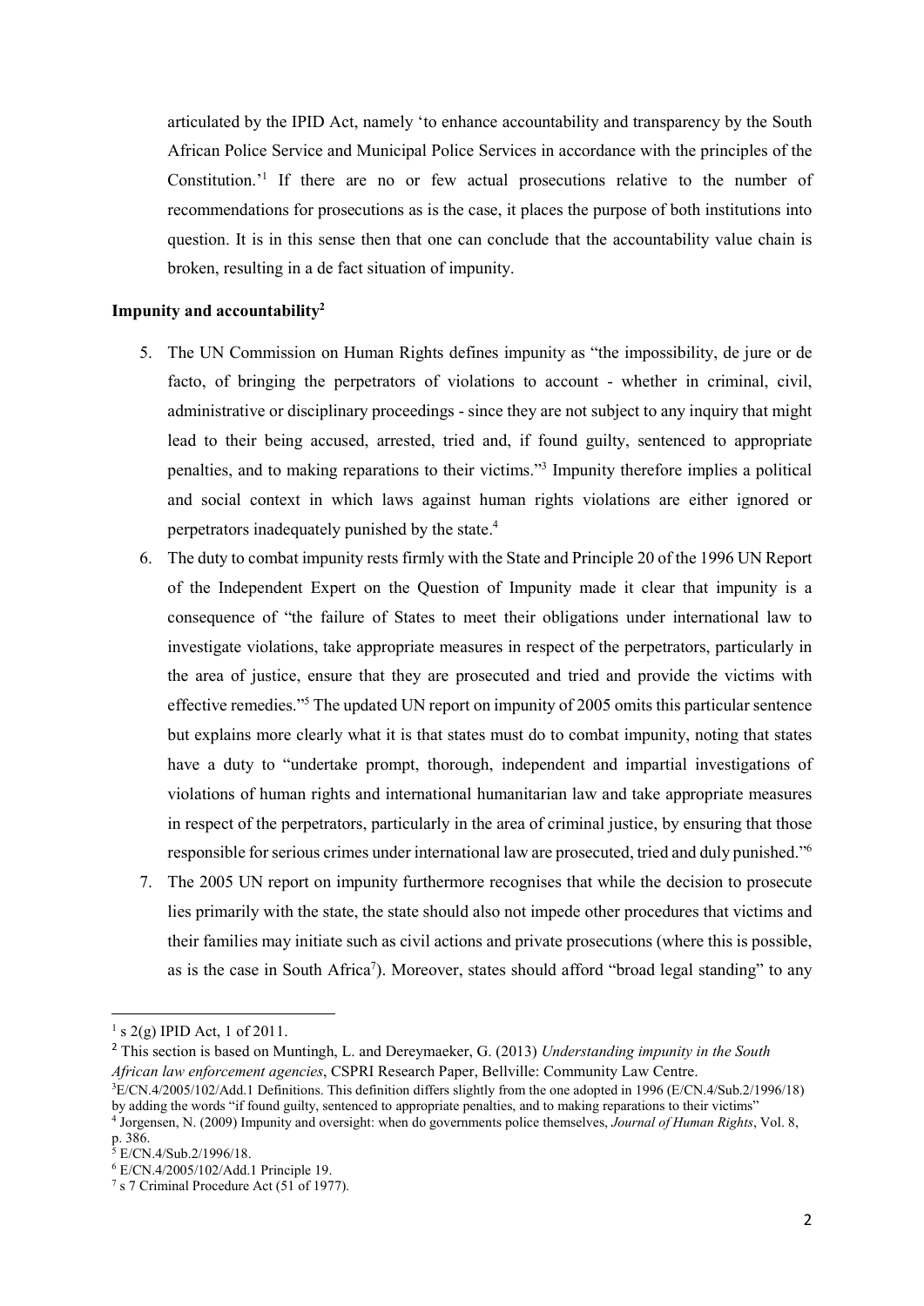articulated by the IPID Act, namely 'to enhance accountability and transparency by the South African Police Service and Municipal Police Services in accordance with the principles of the Constitution.'[1] If there are no or few actual prosecutions relative to the number of recommendations for prosecutions as is the case, it places the purpose of both institutions into question. It is in this sense then that one can conclude that the accountability value chain is broken, resulting in a de fact situation of impunity.

**Impunity and accountability**[2]

5. The UN Commission on Human Rights defines impunity as "the impossibility, de jure or de facto, of bringing the perpetrators of violations to account - whether in criminal, civil, administrative or disciplinary proceedings - since they are not subject to any inquiry that might lead to their being accused, arrested, tried and, if found guilty, sentenced to appropriate penalties, and to making reparations to their victims."[3] Impunity therefore implies a political and social context in which laws against human rights violations are either ignored or perpetrators inadequately punished by the state.[4]
6. The duty to combat impunity rests firmly with the State and Principle 20 of the 1996 UN Report of the Independent Expert on the Question of Impunity made it clear that impunity is a consequence of "the failure of States to meet their obligations under international law to investigate violations, take appropriate measures in respect of the perpetrators, particularly in the area of justice, ensure that they are prosecuted and tried and provide the victims with effective remedies."[5] The updated UN report on impunity of 2005 omits this particular sentence but explains more clearly what it is that states must do to combat impunity, noting that states have a duty to "undertake prompt, thorough, independent and impartial investigations of violations of human rights and international humanitarian law and take appropriate measures in respect of the perpetrators, particularly in the area of criminal justice, by ensuring that those responsible for serious crimes under international law are prosecuted, tried and duly punished."[6]
7. The 2005 UN report on impunity furthermore recognises that while the decision to prosecute lies primarily with the state, the state should also not impede other procedures that victims and their families may initiate such as civil actions and private prosecutions (where this is possible, as is the case in South Africa[7]). Moreover, states should afford "broad legal standing" to any

---

[1] s 2(g) IPID Act, 1 of 2011.

[2] This section is based on Muntingh, L. and Dereymaeker, G. (2013) *Understanding impunity in the South African law enforcement agencies*, CSPRI Research Paper, Bellville: Community Law Centre.

[3] E/CN.4/2005/102/Add.1 Definitions. This definition differs slightly from the one adopted in 1996 (E/CN.4/Sub.2/1996/18) by adding the words "if found guilty, sentenced to appropriate penalties, and to making reparations to their victims"

[4] Jorgensen, N. (2009) Impunity and oversight: when do governments police themselves, *Journal of Human Rights*, Vol. 8, p. 386.

[5] E/CN.4/Sub.2/1996/18.

[6] E/CN.4/2005/102/Add.1 Principle 19.

[7] s 7 Criminal Procedure Act (51 of 1977).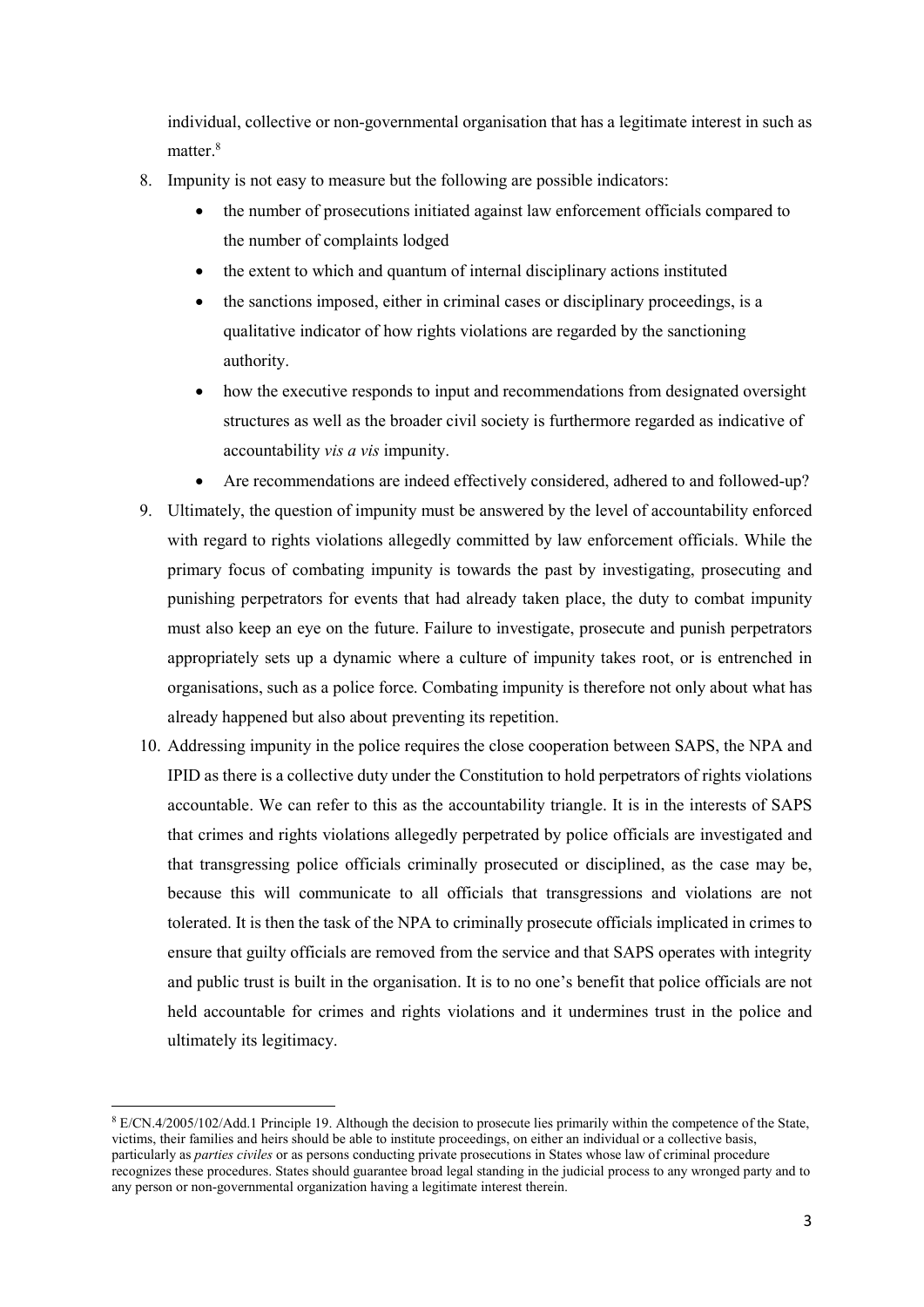individual, collective or non-governmental organisation that has a legitimate interest in such as matter.[8]

8. Impunity is not easy to measure but the following are possible indicators:
   - the number of prosecutions initiated against law enforcement officials compared to the number of complaints lodged
   - the extent to which and quantum of internal disciplinary actions instituted
   - the sanctions imposed, either in criminal cases or disciplinary proceedings, is a qualitative indicator of how rights violations are regarded by the sanctioning authority.
   - how the executive responds to input and recommendations from designated oversight structures as well as the broader civil society is furthermore regarded as indicative of accountability *vis a vis* impunity.
   - Are recommendations are indeed effectively considered, adhered to and followed-up?
9. Ultimately, the question of impunity must be answered by the level of accountability enforced with regard to rights violations allegedly committed by law enforcement officials. While the primary focus of combating impunity is towards the past by investigating, prosecuting and punishing perpetrators for events that had already taken place, the duty to combat impunity must also keep an eye on the future. Failure to investigate, prosecute and punish perpetrators appropriately sets up a dynamic where a culture of impunity takes root, or is entrenched in organisations, such as a police force. Combating impunity is therefore not only about what has already happened but also about preventing its repetition.
10. Addressing impunity in the police requires the close cooperation between SAPS, the NPA and IPID as there is a collective duty under the Constitution to hold perpetrators of rights violations accountable. We can refer to this as the accountability triangle. It is in the interests of SAPS that crimes and rights violations allegedly perpetrated by police officials are investigated and that transgressing police officials criminally prosecuted or disciplined, as the case may be, because this will communicate to all officials that transgressions and violations are not tolerated. It is then the task of the NPA to criminally prosecute officials implicated in crimes to ensure that guilty officials are removed from the service and that SAPS operates with integrity and public trust is built in the organisation. It is to no one's benefit that police officials are not held accountable for crimes and rights violations and it undermines trust in the police and ultimately its legitimacy.

---

[8] E/CN.4/2005/102/Add.1 Principle 19. Although the decision to prosecute lies primarily within the competence of the State, victims, their families and heirs should be able to institute proceedings, on either an individual or a collective basis, particularly as *parties civiles* or as persons conducting private prosecutions in States whose law of criminal procedure recognizes these procedures. States should guarantee broad legal standing in the judicial process to any wronged party and to any person or non-governmental organization having a legitimate interest therein.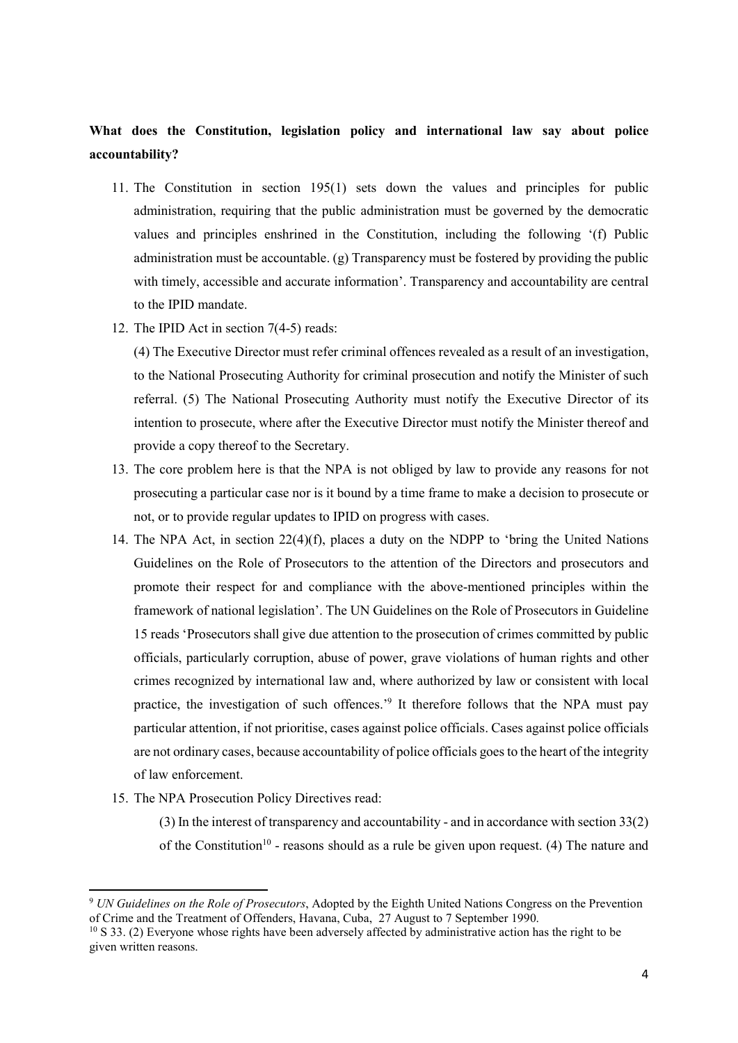**What does the Constitution, legislation policy and international law say about police accountability?**

11. The Constitution in section 195(1) sets down the values and principles for public administration, requiring that the public administration must be governed by the democratic values and principles enshrined in the Constitution, including the following '(f) Public administration must be accountable. (g) Transparency must be fostered by providing the public with timely, accessible and accurate information'. Transparency and accountability are central to the IPID mandate.
12. The IPID Act in section 7(4-5) reads:

    (4) The Executive Director must refer criminal offences revealed as a result of an investigation, to the National Prosecuting Authority for criminal prosecution and notify the Minister of such referral. (5) The National Prosecuting Authority must notify the Executive Director of its intention to prosecute, where after the Executive Director must notify the Minister thereof and provide a copy thereof to the Secretary.
13. The core problem here is that the NPA is not obliged by law to provide any reasons for not prosecuting a particular case nor is it bound by a time frame to make a decision to prosecute or not, or to provide regular updates to IPID on progress with cases.
14. The NPA Act, in section 22(4)(f), places a duty on the NDPP to 'bring the United Nations Guidelines on the Role of Prosecutors to the attention of the Directors and prosecutors and promote their respect for and compliance with the above-mentioned principles within the framework of national legislation'. The UN Guidelines on the Role of Prosecutors in Guideline 15 reads 'Prosecutors shall give due attention to the prosecution of crimes committed by public officials, particularly corruption, abuse of power, grave violations of human rights and other crimes recognized by international law and, where authorized by law or consistent with local practice, the investigation of such offences.'[9] It therefore follows that the NPA must pay particular attention, if not prioritise, cases against police officials. Cases against police officials are not ordinary cases, because accountability of police officials goes to the heart of the integrity of law enforcement.
15. The NPA Prosecution Policy Directives read:

    (3) In the interest of transparency and accountability - and in accordance with section 33(2) of the Constitution[10] - reasons should as a rule be given upon request. (4) The nature and

---

[9] *UN Guidelines on the Role of Prosecutors*, Adopted by the Eighth United Nations Congress on the Prevention of Crime and the Treatment of Offenders, Havana, Cuba, 27 August to 7 September 1990.

[10] S 33. (2) Everyone whose rights have been adversely affected by administrative action has the right to be given written reasons.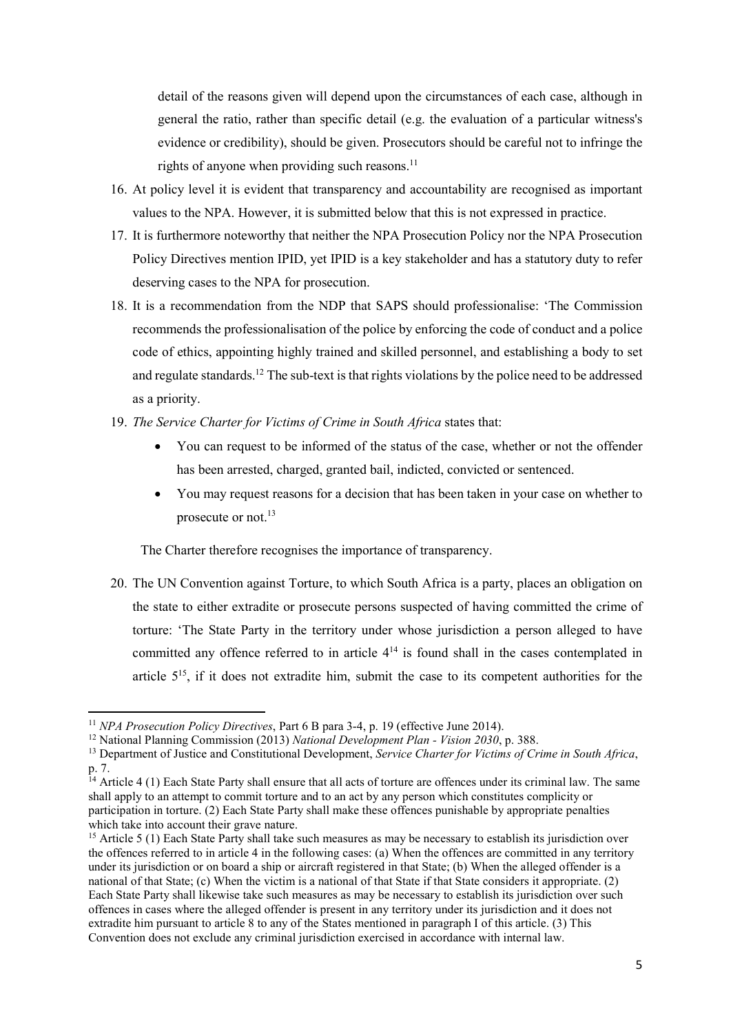detail of the reasons given will depend upon the circumstances of each case, although in general the ratio, rather than specific detail (e.g. the evaluation of a particular witness's evidence or credibility), should be given. Prosecutors should be careful not to infringe the rights of anyone when providing such reasons.[11]

16. At policy level it is evident that transparency and accountability are recognised as important values to the NPA. However, it is submitted below that this is not expressed in practice.
17. It is furthermore noteworthy that neither the NPA Prosecution Policy nor the NPA Prosecution Policy Directives mention IPID, yet IPID is a key stakeholder and has a statutory duty to refer deserving cases to the NPA for prosecution.
18. It is a recommendation from the NDP that SAPS should professionalise: 'The Commission recommends the professionalisation of the police by enforcing the code of conduct and a police code of ethics, appointing highly trained and skilled personnel, and establishing a body to set and regulate standards.[12] The sub-text is that rights violations by the police need to be addressed as a priority.
19. *The Service Charter for Victims of Crime in South Africa* states that:
    - You can request to be informed of the status of the case, whether or not the offender has been arrested, charged, granted bail, indicted, convicted or sentenced.
    - You may request reasons for a decision that has been taken in your case on whether to prosecute or not.[13]

    The Charter therefore recognises the importance of transparency.
20. The UN Convention against Torture, to which South Africa is a party, places an obligation on the state to either extradite or prosecute persons suspected of having committed the crime of torture: 'The State Party in the territory under whose jurisdiction a person alleged to have committed any offence referred to in article 4[14] is found shall in the cases contemplated in article 5[15], if it does not extradite him, submit the case to its competent authorities for the

---

[11] *NPA Prosecution Policy Directives*, Part 6 B para 3-4, p. 19 (effective June 2014).

[12] National Planning Commission (2013) *National Development Plan - Vision 2030*, p. 388.

[13] Department of Justice and Constitutional Development, *Service Charter for Victims of Crime in South Africa*, p. 7.

[14] Article 4 (1) Each State Party shall ensure that all acts of torture are offences under its criminal law. The same shall apply to an attempt to commit torture and to an act by any person which constitutes complicity or participation in torture. (2) Each State Party shall make these offences punishable by appropriate penalties which take into account their grave nature.

[15] Article 5 (1) Each State Party shall take such measures as may be necessary to establish its jurisdiction over the offences referred to in article 4 in the following cases: (a) When the offences are committed in any territory under its jurisdiction or on board a ship or aircraft registered in that State; (b) When the alleged offender is a national of that State; (c) When the victim is a national of that State if that State considers it appropriate. (2) Each State Party shall likewise take such measures as may be necessary to establish its jurisdiction over such offences in cases where the alleged offender is present in any territory under its jurisdiction and it does not extradite him pursuant to article 8 to any of the States mentioned in paragraph I of this article. (3) This Convention does not exclude any criminal jurisdiction exercised in accordance with internal law.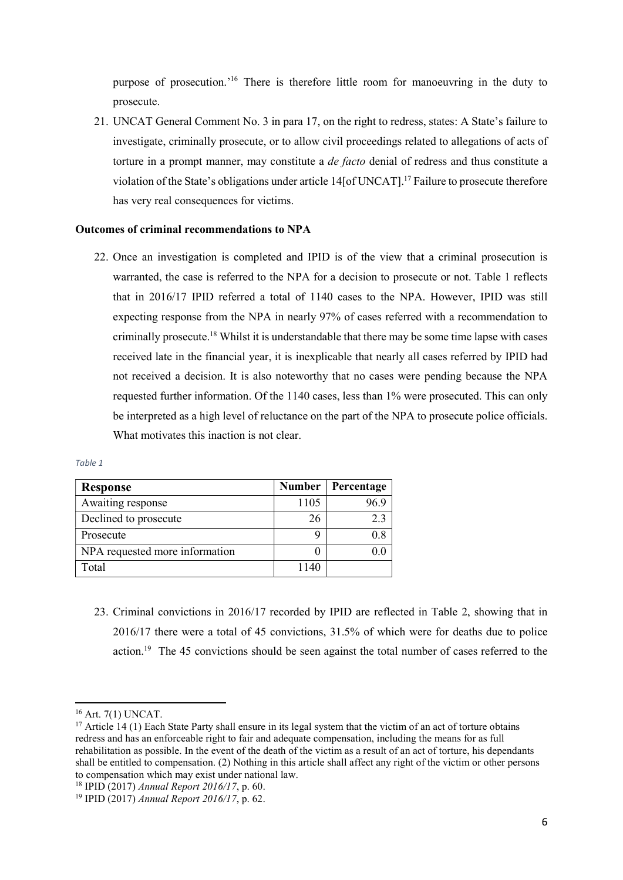purpose of prosecution.'[16] There is therefore little room for manoeuvring in the duty to prosecute.

21. UNCAT General Comment No. 3 in para 17, on the right to redress, states: A State's failure to investigate, criminally prosecute, or to allow civil proceedings related to allegations of acts of torture in a prompt manner, may constitute a *de facto* denial of redress and thus constitute a violation of the State's obligations under article 14[of UNCAT].[17] Failure to prosecute therefore has very real consequences for victims.

**Outcomes of criminal recommendations to NPA**

22. Once an investigation is completed and IPID is of the view that a criminal prosecution is warranted, the case is referred to the NPA for a decision to prosecute or not. Table 1 reflects that in 2016/17 IPID referred a total of 1140 cases to the NPA. However, IPID was still expecting response from the NPA in nearly 97% of cases referred with a recommendation to criminally prosecute.[18] Whilst it is understandable that there may be some time lapse with cases received late in the financial year, it is inexplicable that nearly all cases referred by IPID had not received a decision. It is also noteworthy that no cases were pending because the NPA requested further information. Of the 1140 cases, less than 1% were prosecuted. This can only be interpreted as a high level of reluctance on the part of the NPA to prosecute police officials. What motivates this inaction is not clear.

*Table 1*

| Response | Number | Percentage |
|---|---|---|
| Awaiting response | 1105 | 96.9 |
| Declined to prosecute | 26 | 2.3 |
| Prosecute | 9 | 0.8 |
| NPA requested more information | 0 | 0.0 |
| Total | 1140 | |

23. Criminal convictions in 2016/17 recorded by IPID are reflected in Table 2, showing that in 2016/17 there were a total of 45 convictions, 31.5% of which were for deaths due to police action.[19] The 45 convictions should be seen against the total number of cases referred to the

[16] Art. 7(1) UNCAT.

[17] Article 14 (1) Each State Party shall ensure in its legal system that the victim of an act of torture obtains redress and has an enforceable right to fair and adequate compensation, including the means for as full rehabilitation as possible. In the event of the death of the victim as a result of an act of torture, his dependants shall be entitled to compensation. (2) Nothing in this article shall affect any right of the victim or other persons to compensation which may exist under national law.

[18] IPID (2017) *Annual Report 2016/17*, p. 60.

[19] IPID (2017) *Annual Report 2016/17*, p. 62.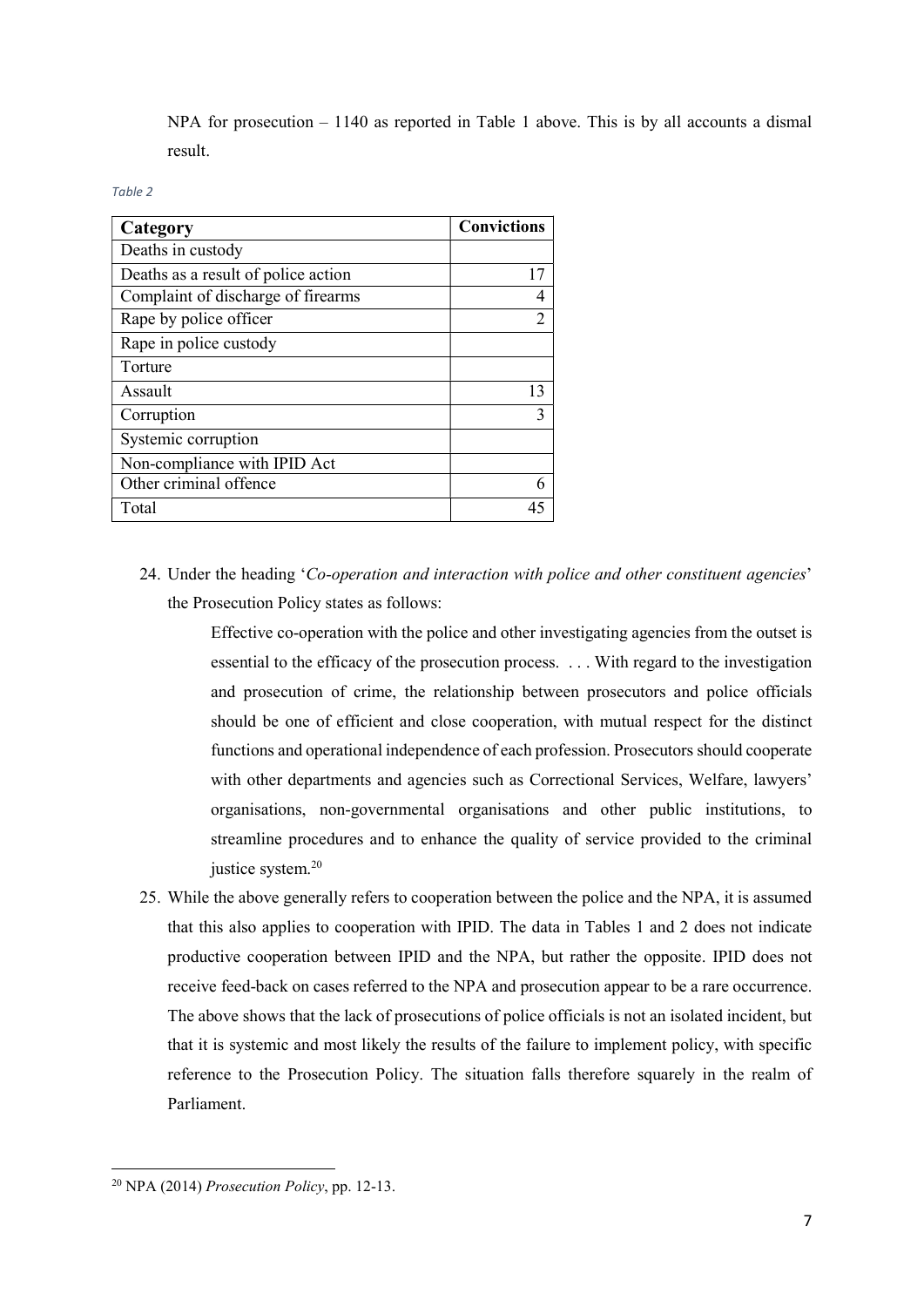NPA for prosecution – 1140 as reported in Table 1 above. This is by all accounts a dismal result.

*Table 2*

| Category | Convictions |
|---|---|
| Deaths in custody | |
| Deaths as a result of police action | 17 |
| Complaint of discharge of firearms | 4 |
| Rape by police officer | 2 |
| Rape in police custody | |
| Torture | |
| Assault | 13 |
| Corruption | 3 |
| Systemic corruption | |
| Non-compliance with IPID Act | |
| Other criminal offence | 6 |
| Total | 45 |

24. Under the heading '*Co-operation and interaction with police and other constituent agencies*' the Prosecution Policy states as follows:

    > Effective co-operation with the police and other investigating agencies from the outset is essential to the efficacy of the prosecution process. . . . With regard to the investigation and prosecution of crime, the relationship between prosecutors and police officials should be one of efficient and close cooperation, with mutual respect for the distinct functions and operational independence of each profession. Prosecutors should cooperate with other departments and agencies such as Correctional Services, Welfare, lawyers' organisations, non-governmental organisations and other public institutions, to streamline procedures and to enhance the quality of service provided to the criminal justice system.[20]

25. While the above generally refers to cooperation between the police and the NPA, it is assumed that this also applies to cooperation with IPID. The data in Tables 1 and 2 does not indicate productive cooperation between IPID and the NPA, but rather the opposite. IPID does not receive feed-back on cases referred to the NPA and prosecution appear to be a rare occurrence. The above shows that the lack of prosecutions of police officials is not an isolated incident, but that it is systemic and most likely the results of the failure to implement policy, with specific reference to the Prosecution Policy. The situation falls therefore squarely in the realm of Parliament.

---

[20] NPA (2014) *Prosecution Policy*, pp. 12-13.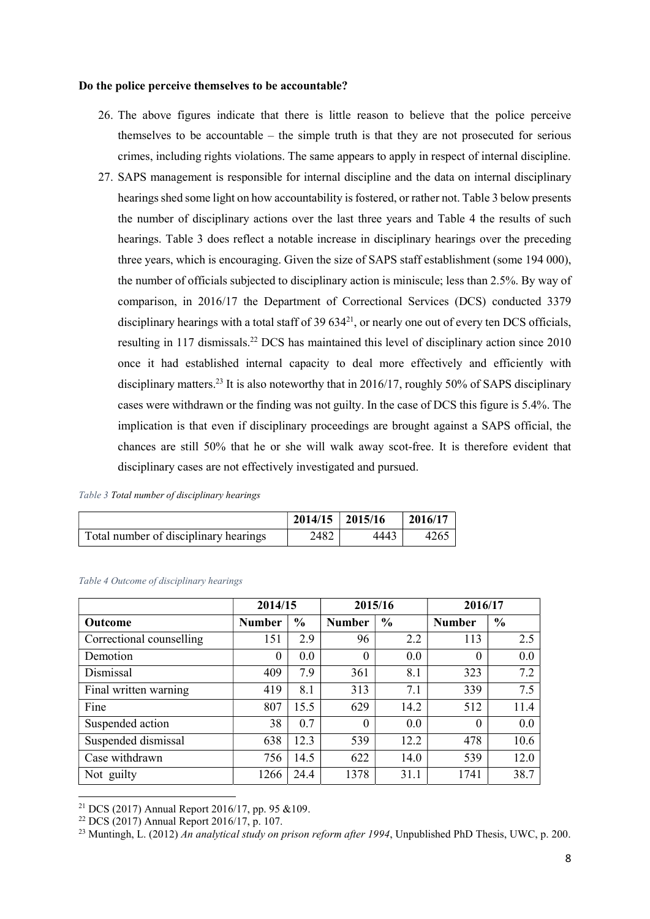**Do the police perceive themselves to be accountable?**

26. The above figures indicate that there is little reason to believe that the police perceive themselves to be accountable – the simple truth is that they are not prosecuted for serious crimes, including rights violations. The same appears to apply in respect of internal discipline.
27. SAPS management is responsible for internal discipline and the data on internal disciplinary hearings shed some light on how accountability is fostered, or rather not. Table 3 below presents the number of disciplinary actions over the last three years and Table 4 the results of such hearings. Table 3 does reflect a notable increase in disciplinary hearings over the preceding three years, which is encouraging. Given the size of SAPS staff establishment (some 194 000), the number of officials subjected to disciplinary action is miniscule; less than 2.5%. By way of comparison, in 2016/17 the Department of Correctional Services (DCS) conducted 3379 disciplinary hearings with a total staff of 39 634[21], or nearly one out of every ten DCS officials, resulting in 117 dismissals.[22] DCS has maintained this level of disciplinary action since 2010 once it had established internal capacity to deal more effectively and efficiently with disciplinary matters.[23] It is also noteworthy that in 2016/17, roughly 50% of SAPS disciplinary cases were withdrawn or the finding was not guilty. In the case of DCS this figure is 5.4%. The implication is that even if disciplinary proceedings are brought against a SAPS official, the chances are still 50% that he or she will walk away scot-free. It is therefore evident that disciplinary cases are not effectively investigated and pursued.

*Table 3 Total number of disciplinary hearings*

| | 2014/15 | 2015/16 | 2016/17 |
|---|---|---|---|
| Total number of disciplinary hearings | 2482 | 4443 | 4265 |

*Table 4 Outcome of disciplinary hearings*

| | 2014/15 | | 2015/16 | | 2016/17 | |
|---|---|---|---|---|---|---|
| **Outcome** | **Number** | **%** | **Number** | **%** | **Number** | **%** |
| Correctional counselling | 151 | 2.9 | 96 | 2.2 | 113 | 2.5 |
| Demotion | 0 | 0.0 | 0 | 0.0 | 0 | 0.0 |
| Dismissal | 409 | 7.9 | 361 | 8.1 | 323 | 7.2 |
| Final written warning | 419 | 8.1 | 313 | 7.1 | 339 | 7.5 |
| Fine | 807 | 15.5 | 629 | 14.2 | 512 | 11.4 |
| Suspended action | 38 | 0.7 | 0 | 0.0 | 0 | 0.0 |
| Suspended dismissal | 638 | 12.3 | 539 | 12.2 | 478 | 10.6 |
| Case withdrawn | 756 | 14.5 | 622 | 14.0 | 539 | 12.0 |
| Not guilty | 1266 | 24.4 | 1378 | 31.1 | 1741 | 38.7 |

[21] DCS (2017) Annual Report 2016/17, pp. 95 &109.

[22] DCS (2017) Annual Report 2016/17, p. 107.

[23] Muntingh, L. (2012) *An analytical study on prison reform after 1994*, Unpublished PhD Thesis, UWC, p. 200.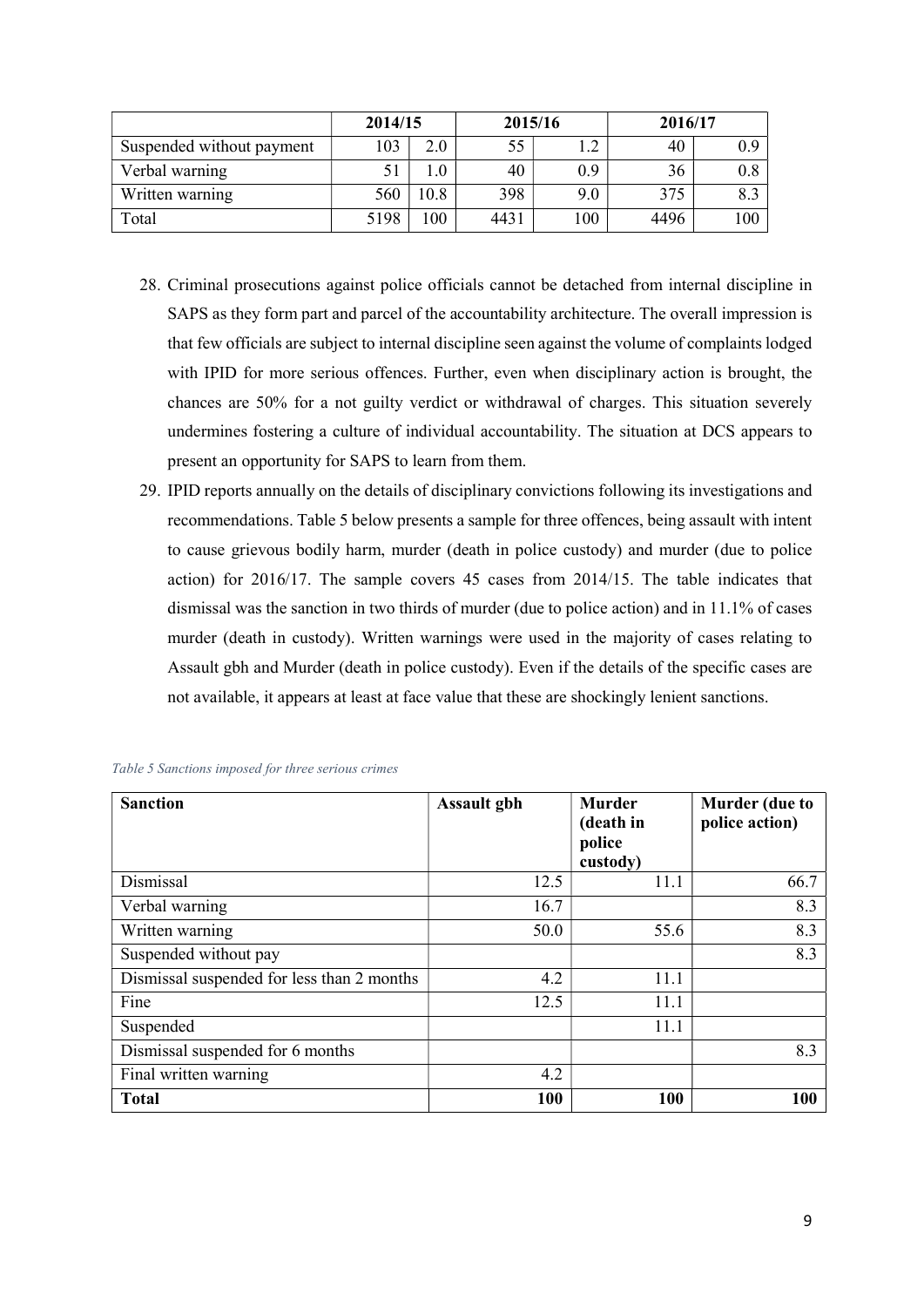| | 2014/15 | | 2015/16 | | 2016/17 | |
|---|---|---|---|---|---|---|
| Suspended without payment | 103 | 2.0 | 55 | 1.2 | 40 | 0.9 |
| Verbal warning | 51 | 1.0 | 40 | 0.9 | 36 | 0.8 |
| Written warning | 560 | 10.8 | 398 | 9.0 | 375 | 8.3 |
| Total | 5198 | 100 | 4431 | 100 | 4496 | 100 |

28. Criminal prosecutions against police officials cannot be detached from internal discipline in SAPS as they form part and parcel of the accountability architecture. The overall impression is that few officials are subject to internal discipline seen against the volume of complaints lodged with IPID for more serious offences. Further, even when disciplinary action is brought, the chances are 50% for a not guilty verdict or withdrawal of charges. This situation severely undermines fostering a culture of individual accountability. The situation at DCS appears to present an opportunity for SAPS to learn from them.
29. IPID reports annually on the details of disciplinary convictions following its investigations and recommendations. Table 5 below presents a sample for three offences, being assault with intent to cause grievous bodily harm, murder (death in police custody) and murder (due to police action) for 2016/17. The sample covers 45 cases from 2014/15. The table indicates that dismissal was the sanction in two thirds of murder (due to police action) and in 11.1% of cases murder (death in custody). Written warnings were used in the majority of cases relating to Assault gbh and Murder (death in police custody). Even if the details of the specific cases are not available, it appears at least at face value that these are shockingly lenient sanctions.

*Table 5 Sanctions imposed for three serious crimes*

| **Sanction** | **Assault gbh** | **Murder (death in police custody)** | **Murder (due to police action)** |
|---|---|---|---|
| Dismissal | 12.5 | 11.1 | 66.7 |
| Verbal warning | 16.7 | | 8.3 |
| Written warning | 50.0 | 55.6 | 8.3 |
| Suspended without pay | | | 8.3 |
| Dismissal suspended for less than 2 months | 4.2 | 11.1 | |
| Fine | 12.5 | 11.1 | |
| Suspended | | 11.1 | |
| Dismissal suspended for 6 months | | | 8.3 |
| Final written warning | 4.2 | | |
| **Total** | **100** | **100** | **100** |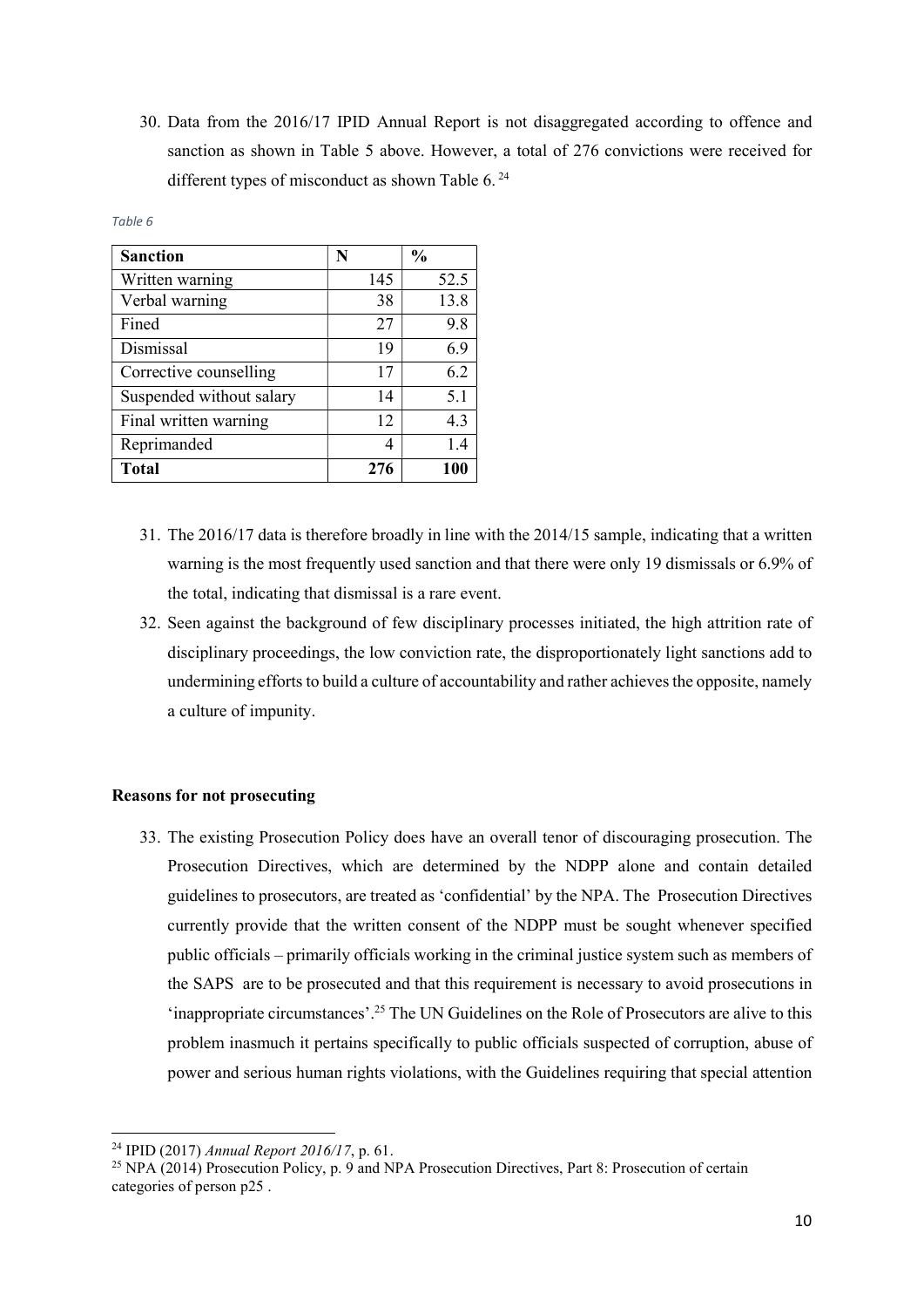30. Data from the 2016/17 IPID Annual Report is not disaggregated according to offence and sanction as shown in Table 5 above. However, a total of 276 convictions were received for different types of misconduct as shown Table 6. [24]

*Table 6*

| Sanction | N | % |
|---|---|---|
| Written warning | 145 | 52.5 |
| Verbal warning | 38 | 13.8 |
| Fined | 27 | 9.8 |
| Dismissal | 19 | 6.9 |
| Corrective counselling | 17 | 6.2 |
| Suspended without salary | 14 | 5.1 |
| Final written warning | 12 | 4.3 |
| Reprimanded | 4 | 1.4 |
| **Total** | **276** | **100** |

31. The 2016/17 data is therefore broadly in line with the 2014/15 sample, indicating that a written warning is the most frequently used sanction and that there were only 19 dismissals or 6.9% of the total, indicating that dismissal is a rare event.
32. Seen against the background of few disciplinary processes initiated, the high attrition rate of disciplinary proceedings, the low conviction rate, the disproportionately light sanctions add to undermining efforts to build a culture of accountability and rather achieves the opposite, namely a culture of impunity.

**Reasons for not prosecuting**

33. The existing Prosecution Policy does have an overall tenor of discouraging prosecution. The Prosecution Directives, which are determined by the NDPP alone and contain detailed guidelines to prosecutors, are treated as 'confidential' by the NPA. The Prosecution Directives currently provide that the written consent of the NDPP must be sought whenever specified public officials – primarily officials working in the criminal justice system such as members of the SAPS are to be prosecuted and that this requirement is necessary to avoid prosecutions in 'inappropriate circumstances'.[25] The UN Guidelines on the Role of Prosecutors are alive to this problem inasmuch it pertains specifically to public officials suspected of corruption, abuse of power and serious human rights violations, with the Guidelines requiring that special attention

[24] IPID (2017) *Annual Report 2016/17*, p. 61.

[25] NPA (2014) Prosecution Policy, p. 9 and NPA Prosecution Directives, Part 8: Prosecution of certain categories of person p25 .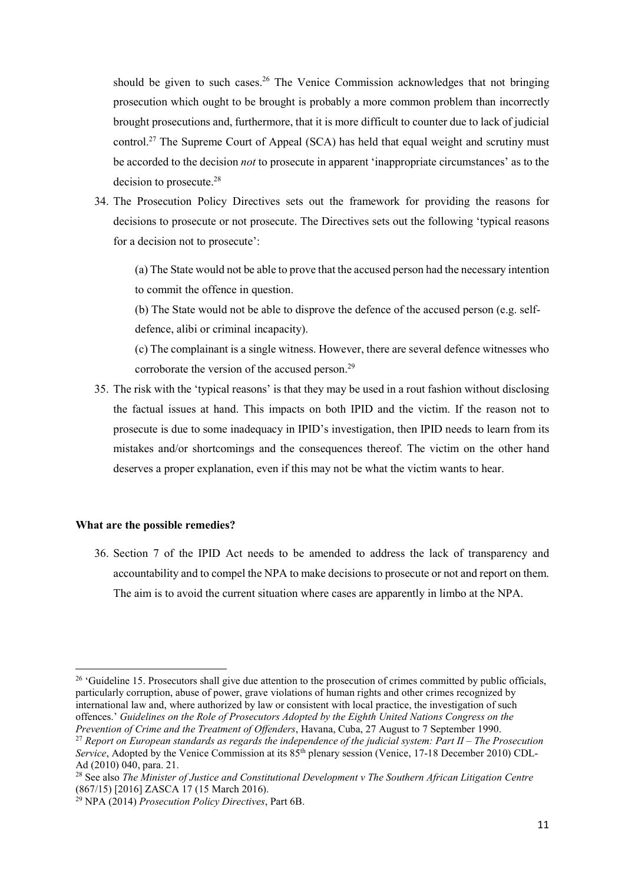should be given to such cases.[26] The Venice Commission acknowledges that not bringing prosecution which ought to be brought is probably a more common problem than incorrectly brought prosecutions and, furthermore, that it is more difficult to counter due to lack of judicial control.[27] The Supreme Court of Appeal (SCA) has held that equal weight and scrutiny must be accorded to the decision *not* to prosecute in apparent 'inappropriate circumstances' as to the decision to prosecute.[28]

34. The Prosecution Policy Directives sets out the framework for providing the reasons for decisions to prosecute or not prosecute. The Directives sets out the following 'typical reasons for a decision not to prosecute':

    (a) The State would not be able to prove that the accused person had the necessary intention to commit the offence in question.

    (b) The State would not be able to disprove the defence of the accused person (e.g. self-defence, alibi or criminal incapacity).

    (c) The complainant is a single witness. However, there are several defence witnesses who corroborate the version of the accused person.[29]

35. The risk with the 'typical reasons' is that they may be used in a rout fashion without disclosing the factual issues at hand. This impacts on both IPID and the victim. If the reason not to prosecute is due to some inadequacy in IPID's investigation, then IPID needs to learn from its mistakes and/or shortcomings and the consequences thereof. The victim on the other hand deserves a proper explanation, even if this may not be what the victim wants to hear.

**What are the possible remedies?**

36. Section 7 of the IPID Act needs to be amended to address the lack of transparency and accountability and to compel the NPA to make decisions to prosecute or not and report on them. The aim is to avoid the current situation where cases are apparently in limbo at the NPA.

---

[26] 'Guideline 15. Prosecutors shall give due attention to the prosecution of crimes committed by public officials, particularly corruption, abuse of power, grave violations of human rights and other crimes recognized by international law and, where authorized by law or consistent with local practice, the investigation of such offences.' *Guidelines on the Role of Prosecutors Adopted by the Eighth United Nations Congress on the Prevention of Crime and the Treatment of Offenders*, Havana, Cuba, 27 August to 7 September 1990.

[27] *Report on European standards as regards the independence of the judicial system: Part II – The Prosecution Service*, Adopted by the Venice Commission at its 85th plenary session (Venice, 17-18 December 2010) CDL-Ad (2010) 040, para. 21.

[28] See also *The Minister of Justice and Constitutional Development v The Southern African Litigation Centre* (867/15) [2016] ZASCA 17 (15 March 2016).

[29] NPA (2014) *Prosecution Policy Directives*, Part 6B.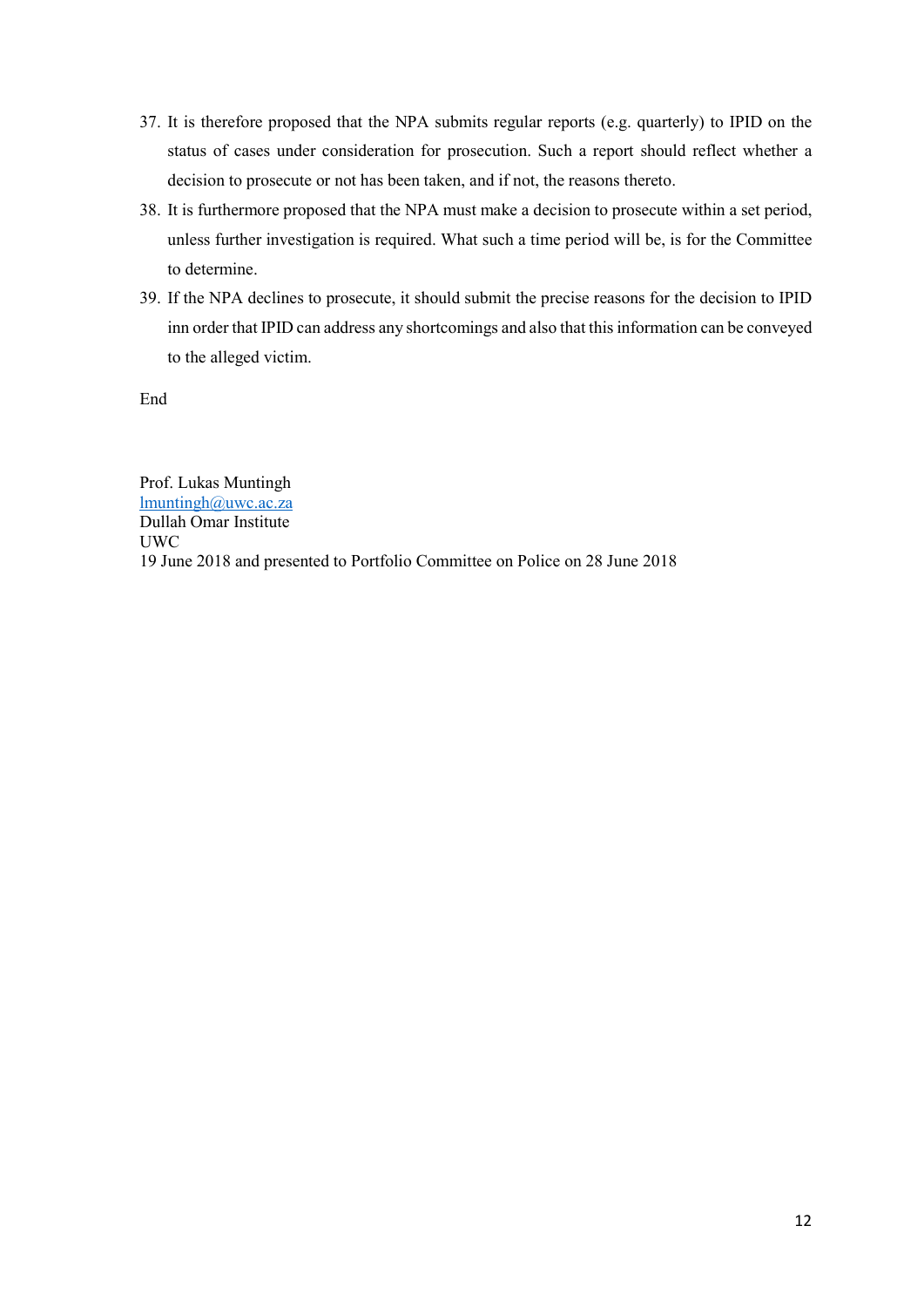37. It is therefore proposed that the NPA submits regular reports (e.g. quarterly) to IPID on the status of cases under consideration for prosecution. Such a report should reflect whether a decision to prosecute or not has been taken, and if not, the reasons thereto.
38. It is furthermore proposed that the NPA must make a decision to prosecute within a set period, unless further investigation is required. What such a time period will be, is for the Committee to determine.
39. If the NPA declines to prosecute, it should submit the precise reasons for the decision to IPID inn order that IPID can address any shortcomings and also that this information can be conveyed to the alleged victim.

End

Prof. Lukas Muntingh
lmuntingh@uwc.ac.za
Dullah Omar Institute
UWC
19 June 2018 and presented to Portfolio Committee on Police on 28 June 2018